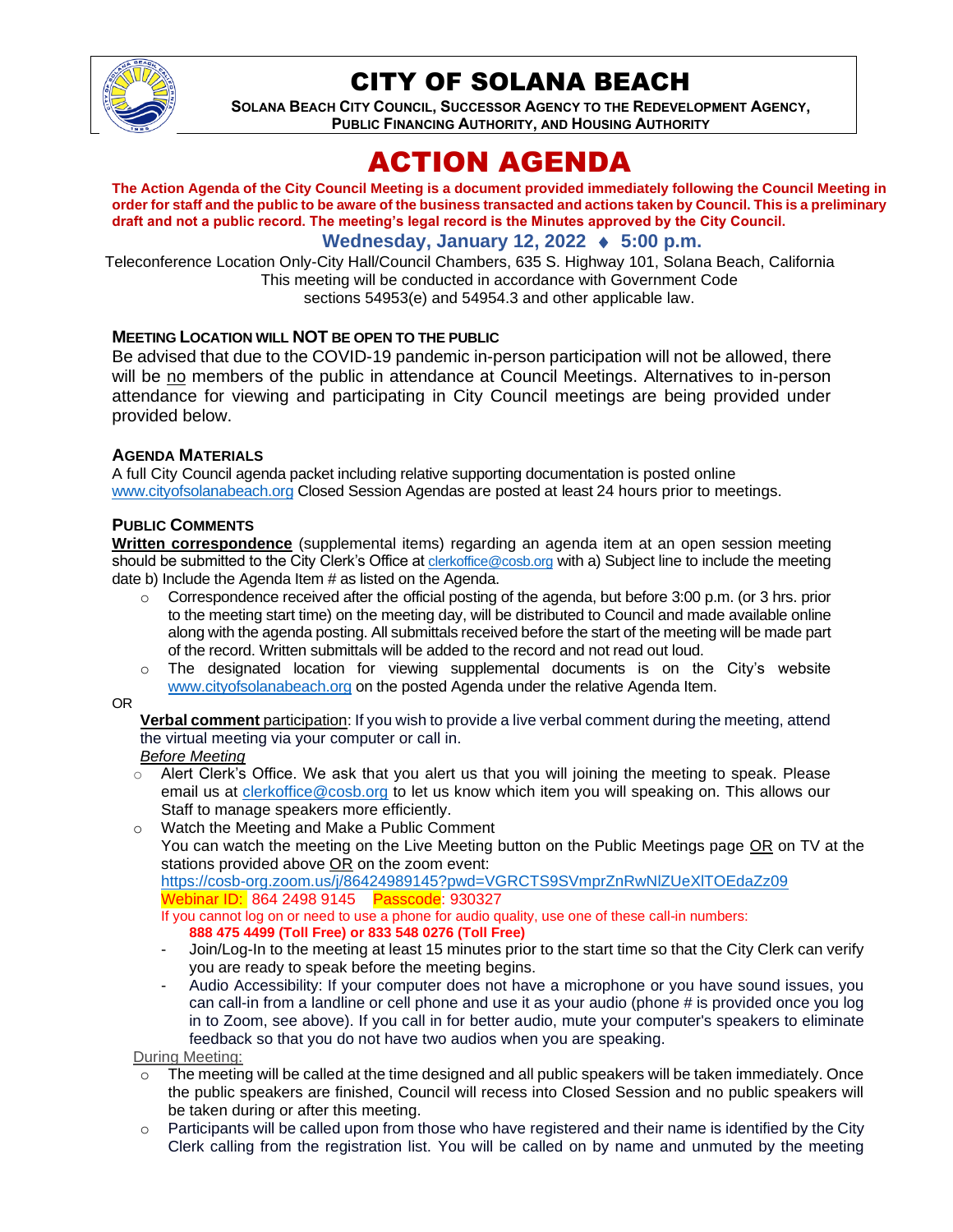# CITY OF SOLANA BEACH

**SOLANA BEACH CITY COUNCIL, SUCCESSOR AGENCY TO THE REDEVELOPMENT AGENCY, PUBLIC FINANCING AUTHORITY, AND HOUSING AUTHORITY**

# ACTION AGENDA

**The Action Agenda of the City Council Meeting is a document provided immediately following the Council Meeting in order for staff and the public to be aware of the business transacted and actions taken by Council. This is a preliminary draft and not a public record. The meeting's legal record is the Minutes approved by the City Council.**

**Wednesday, January 12, 2022 ♦ 5:00 p.m.**

Teleconference Location Only-City Hall/Council Chambers, 635 S. Highway 101, Solana Beach, California
This meeting will be conducted in accordance with Government Code sections 54953(e) and 54954.3 and other applicable law.

### MEETING LOCATION WILL NOT BE OPEN TO THE PUBLIC

Be advised that due to the COVID-19 pandemic in-person participation will not be allowed, there will be no members of the public in attendance at Council Meetings. Alternatives to in-person attendance for viewing and participating in City Council meetings are being provided under provided below.

### AGENDA MATERIALS

A full City Council agenda packet including relative supporting documentation is posted online www.cityofsolanabeach.org Closed Session Agendas are posted at least 24 hours prior to meetings.

### PUBLIC COMMENTS

**Written correspondence** (supplemental items) regarding an agenda item at an open session meeting should be submitted to the City Clerk's Office at clerkoffice@cosb.org with a) Subject line to include the meeting date b) Include the Agenda Item # as listed on the Agenda.

- Correspondence received after the official posting of the agenda, but before 3:00 p.m. (or 3 hrs. prior to the meeting start time) on the meeting day, will be distributed to Council and made available online along with the agenda posting. All submittals received before the start of the meeting will be made part of the record. Written submittals will be added to the record and not read out loud.
- The designated location for viewing supplemental documents is on the City's website www.cityofsolanabeach.org on the posted Agenda under the relative Agenda Item.

OR

**Verbal comment** participation: If you wish to provide a live verbal comment during the meeting, attend the virtual meeting via your computer or call in.

*Before Meeting*

- Alert Clerk's Office. We ask that you alert us that you will joining the meeting to speak. Please email us at clerkoffice@cosb.org to let us know which item you will speaking on. This allows our Staff to manage speakers more efficiently.
- Watch the Meeting and Make a Public Comment
  You can watch the meeting on the Live Meeting button on the Public Meetings page OR on TV at the stations provided above OR on the zoom event:
  https://cosb-org.zoom.us/j/86424989145?pwd=VGRCTS9SVmprZnRwNlZUeXlTOEdaZz09
  Webinar ID: 864 2498 9145 Passcode: 930327
  If you cannot log on or need to use a phone for audio quality, use one of these call-in numbers:
  **888 475 4499 (Toll Free) or 833 548 0276 (Toll Free)**
  - Join/Log-In to the meeting at least 15 minutes prior to the start time so that the City Clerk can verify you are ready to speak before the meeting begins.
  - Audio Accessibility: If your computer does not have a microphone or you have sound issues, you can call-in from a landline or cell phone and use it as your audio (phone # is provided once you log in to Zoom, see above). If you call in for better audio, mute your computer's speakers to eliminate feedback so that you do not have two audios when you are speaking.

During Meeting:

- The meeting will be called at the time designed and all public speakers will be taken immediately. Once the public speakers are finished, Council will recess into Closed Session and no public speakers will be taken during or after this meeting.
- Participants will be called upon from those who have registered and their name is identified by the City Clerk calling from the registration list. You will be called on by name and unmuted by the meeting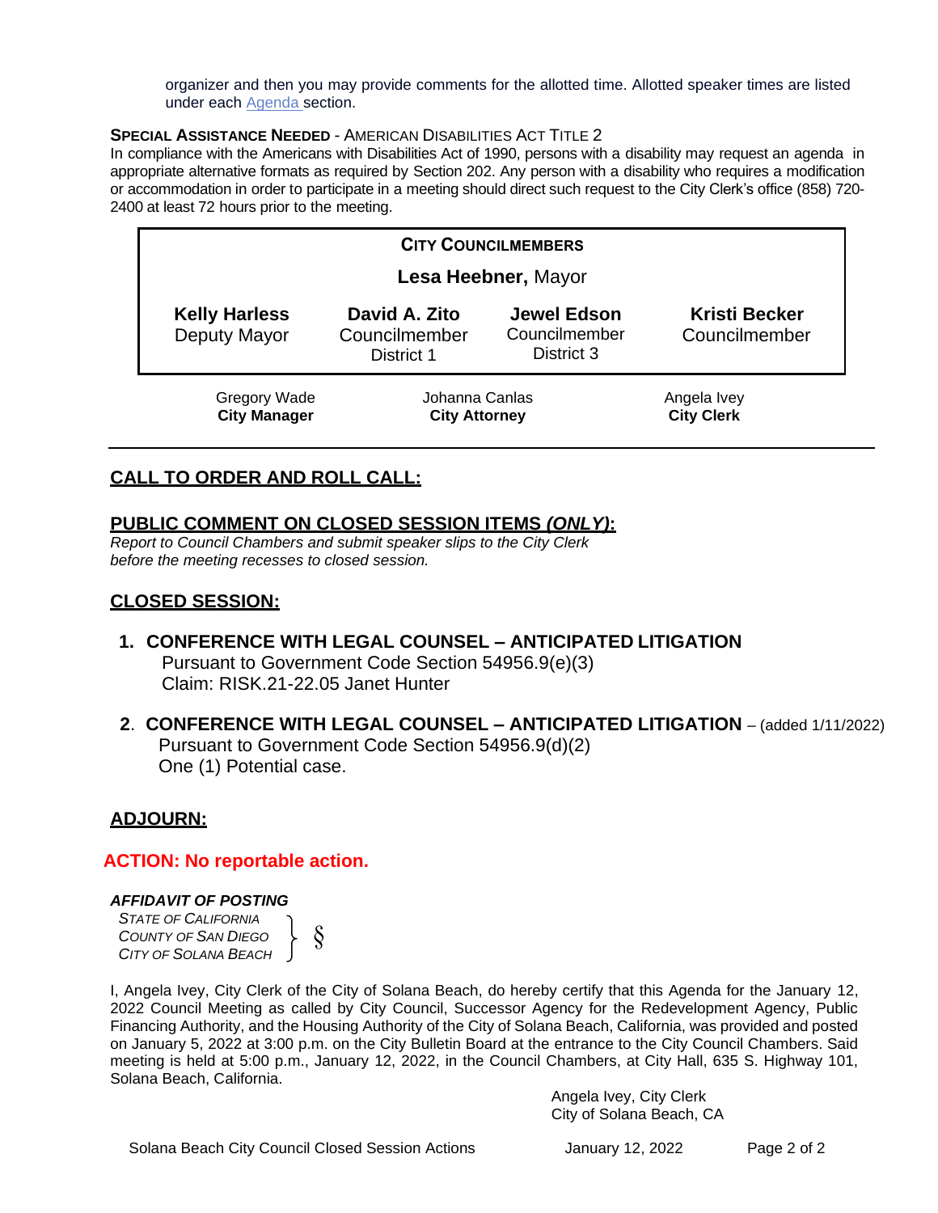organizer and then you may provide comments for the allotted time. Allotted speaker times are listed under each Agenda section.

**SPECIAL ASSISTANCE NEEDED** - AMERICAN DISABILITIES ACT TITLE 2

In compliance with the Americans with Disabilities Act of 1990, persons with a disability may request an agenda in appropriate alternative formats as required by Section 202. Any person with a disability who requires a modification or accommodation in order to participate in a meeting should direct such request to the City Clerk's office (858) 720-2400 at least 72 hours prior to the meeting.

| CITY COUNCILMEMBERS | | | |
|---|---|---|---|
| | **Lesa Heebner,** Mayor | | |
| **Kelly Harless** Deputy Mayor | **David A. Zito** Councilmember District 1 | **Jewel Edson** Councilmember District 3 | **Kristi Becker** Councilmember |

| | | |
|---|---|---|
| Gregory Wade **City Manager** | Johanna Canlas **City Attorney** | Angela Ivey **City Clerk** |

## CALL TO ORDER AND ROLL CALL:

## PUBLIC COMMENT ON CLOSED SESSION ITEMS *(ONLY)*:

*Report to Council Chambers and submit speaker slips to the City Clerk before the meeting recesses to closed session.*

## CLOSED SESSION:

1. **CONFERENCE WITH LEGAL COUNSEL – ANTICIPATED LITIGATION**
   Pursuant to Government Code Section 54956.9(e)(3)
   Claim: RISK.21-22.05 Janet Hunter

2. **CONFERENCE WITH LEGAL COUNSEL – ANTICIPATED LITIGATION** – (added 1/11/2022)
   Pursuant to Government Code Section 54956.9(d)(2)
   One (1) Potential case.

## ADJOURN:

**ACTION: No reportable action.**

***AFFIDAVIT OF POSTING***

*STATE OF CALIFORNIA*
*COUNTY OF SAN DIEGO* } §
*CITY OF SOLANA BEACH*

I, Angela Ivey, City Clerk of the City of Solana Beach, do hereby certify that this Agenda for the January 12, 2022 Council Meeting as called by City Council, Successor Agency for the Redevelopment Agency, Public Financing Authority, and the Housing Authority of the City of Solana Beach, California, was provided and posted on January 5, 2022 at 3:00 p.m. on the City Bulletin Board at the entrance to the City Council Chambers. Said meeting is held at 5:00 p.m., January 12, 2022, in the Council Chambers, at City Hall, 635 S. Highway 101, Solana Beach, California.

Angela Ivey, City Clerk
City of Solana Beach, CA